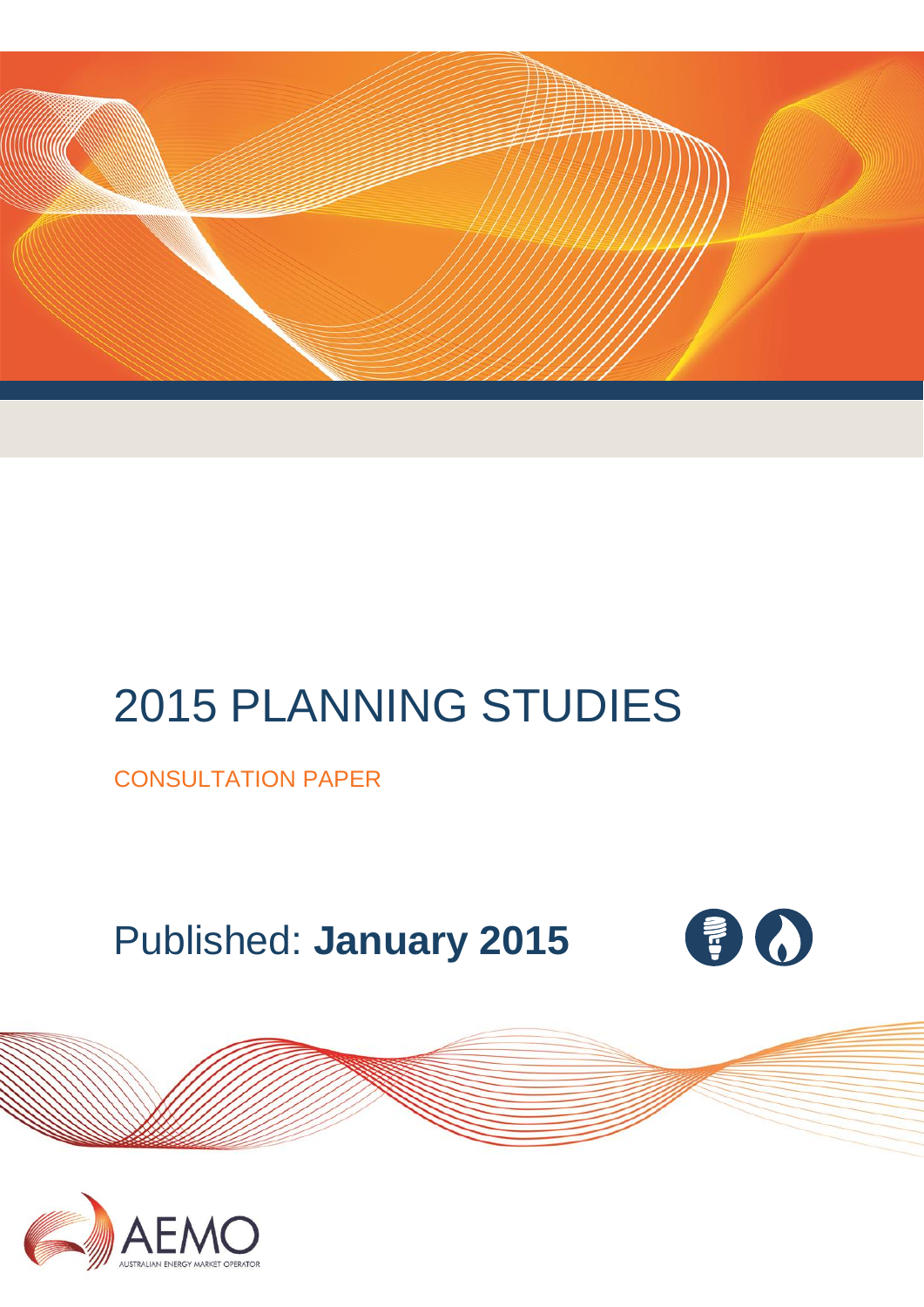# 2015 PLANNING STUDIES

CONSULTATION PAPER

Published: **January 2015**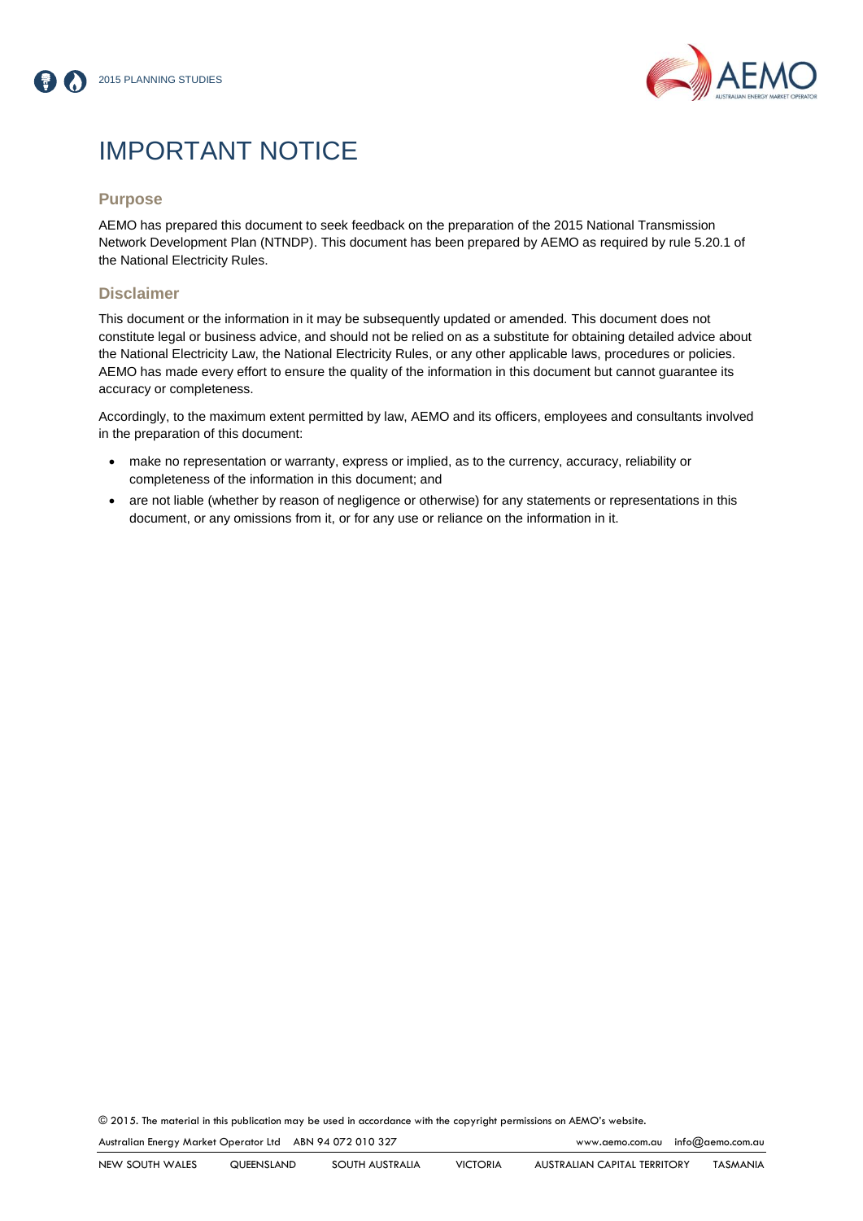# IMPORTANT NOTICE

## Purpose

AEMO has prepared this document to seek feedback on the preparation of the 2015 National Transmission Network Development Plan (NTNDP). This document has been prepared by AEMO as required by rule 5.20.1 of the National Electricity Rules.

## Disclaimer

This document or the information in it may be subsequently updated or amended. This document does not constitute legal or business advice, and should not be relied on as a substitute for obtaining detailed advice about the National Electricity Law, the National Electricity Rules, or any other applicable laws, procedures or policies. AEMO has made every effort to ensure the quality of the information in this document but cannot guarantee its accuracy or completeness.

Accordingly, to the maximum extent permitted by law, AEMO and its officers, employees and consultants involved in the preparation of this document:

- make no representation or warranty, express or implied, as to the currency, accuracy, reliability or completeness of the information in this document; and
- are not liable (whether by reason of negligence or otherwise) for any statements or representations in this document, or any omissions from it, or for any use or reliance on the information in it.

© 2015. The material in this publication may be used in accordance with the copyright permissions on AEMO's website.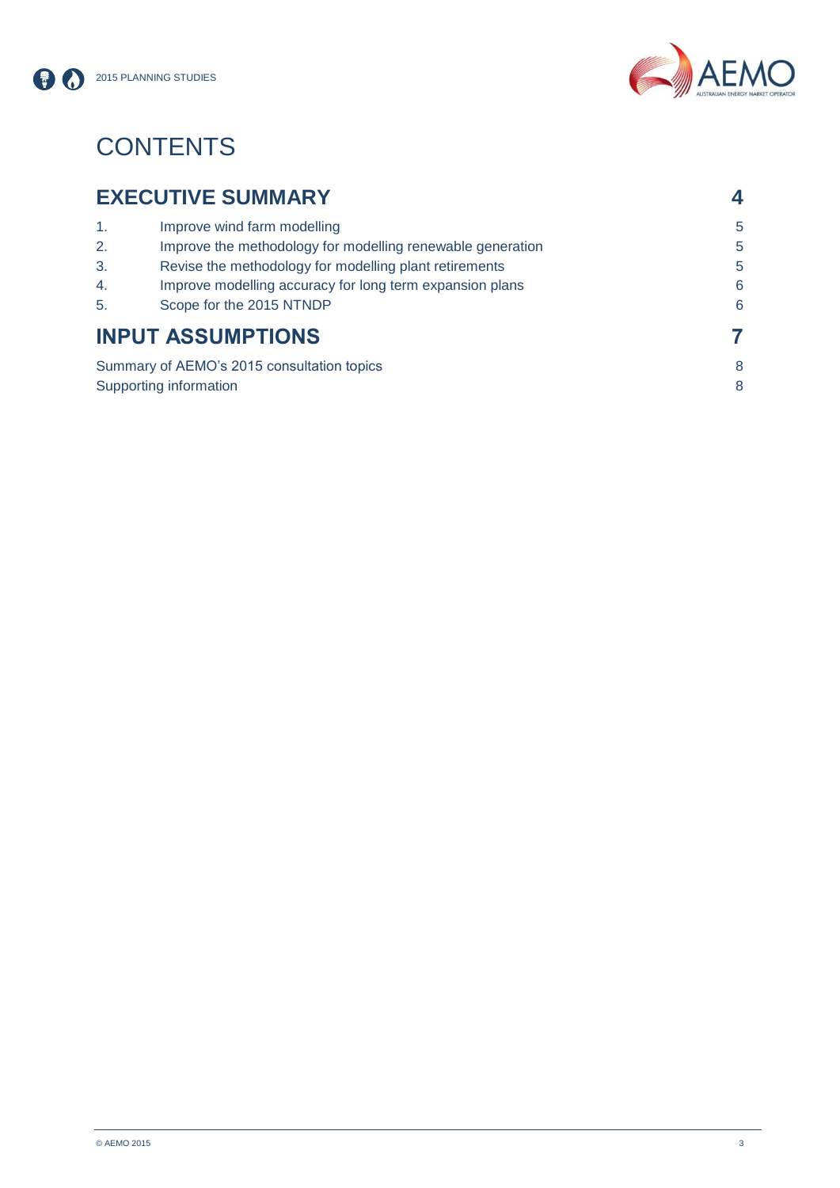# CONTENTS

| | | |
|---|---|---|
| **EXECUTIVE SUMMARY** | | **4** |
| 1. | Improve wind farm modelling | 5 |
| 2. | Improve the methodology for modelling renewable generation | 5 |
| 3. | Revise the methodology for modelling plant retirements | 5 |
| 4. | Improve modelling accuracy for long term expansion plans | 6 |
| 5. | Scope for the 2015 NTNDP | 6 |
| **INPUT ASSUMPTIONS** | | **7** |
| Summary of AEMO's 2015 consultation topics | | 8 |
| Supporting information | | 8 |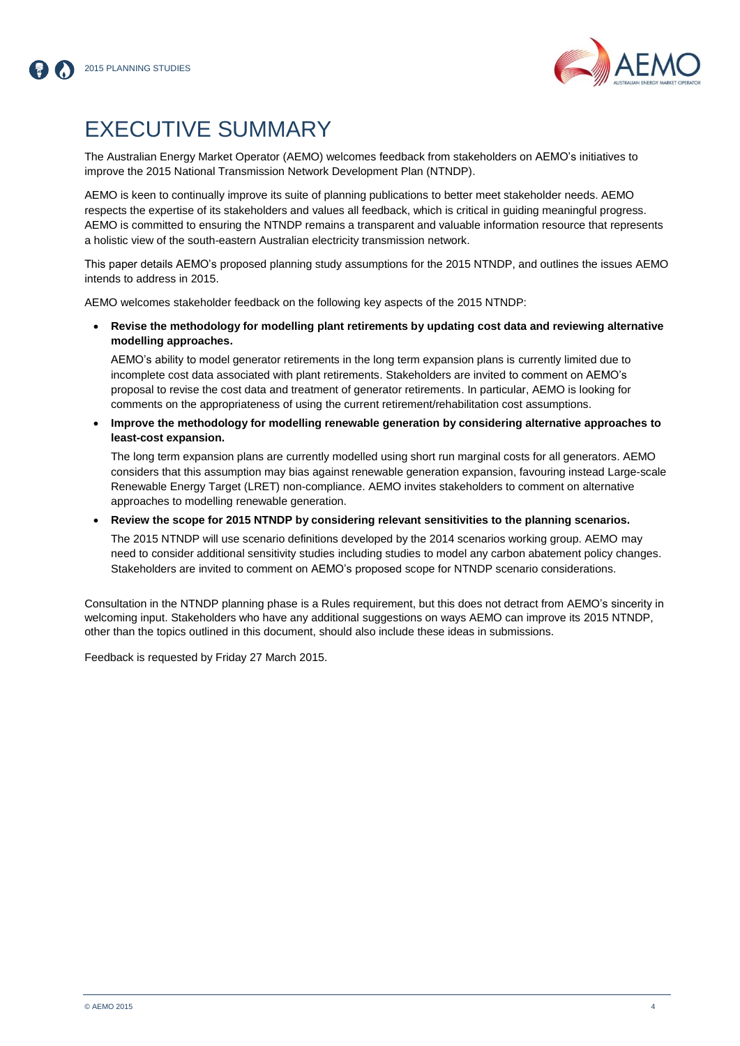# EXECUTIVE SUMMARY

The Australian Energy Market Operator (AEMO) welcomes feedback from stakeholders on AEMO's initiatives to improve the 2015 National Transmission Network Development Plan (NTNDP).

AEMO is keen to continually improve its suite of planning publications to better meet stakeholder needs. AEMO respects the expertise of its stakeholders and values all feedback, which is critical in guiding meaningful progress. AEMO is committed to ensuring the NTNDP remains a transparent and valuable information resource that represents a holistic view of the south-eastern Australian electricity transmission network.

This paper details AEMO's proposed planning study assumptions for the 2015 NTNDP, and outlines the issues AEMO intends to address in 2015.

AEMO welcomes stakeholder feedback on the following key aspects of the 2015 NTNDP:

- **Revise the methodology for modelling plant retirements by updating cost data and reviewing alternative modelling approaches.**

  AEMO's ability to model generator retirements in the long term expansion plans is currently limited due to incomplete cost data associated with plant retirements. Stakeholders are invited to comment on AEMO's proposal to revise the cost data and treatment of generator retirements. In particular, AEMO is looking for comments on the appropriateness of using the current retirement/rehabilitation cost assumptions.

- **Improve the methodology for modelling renewable generation by considering alternative approaches to least-cost expansion.**

  The long term expansion plans are currently modelled using short run marginal costs for all generators. AEMO considers that this assumption may bias against renewable generation expansion, favouring instead Large-scale Renewable Energy Target (LRET) non-compliance. AEMO invites stakeholders to comment on alternative approaches to modelling renewable generation.

- **Review the scope for 2015 NTNDP by considering relevant sensitivities to the planning scenarios.**

  The 2015 NTNDP will use scenario definitions developed by the 2014 scenarios working group. AEMO may need to consider additional sensitivity studies including studies to model any carbon abatement policy changes. Stakeholders are invited to comment on AEMO's proposed scope for NTNDP scenario considerations.

Consultation in the NTNDP planning phase is a Rules requirement, but this does not detract from AEMO's sincerity in welcoming input. Stakeholders who have any additional suggestions on ways AEMO can improve its 2015 NTNDP, other than the topics outlined in this document, should also include these ideas in submissions.

Feedback is requested by Friday 27 March 2015.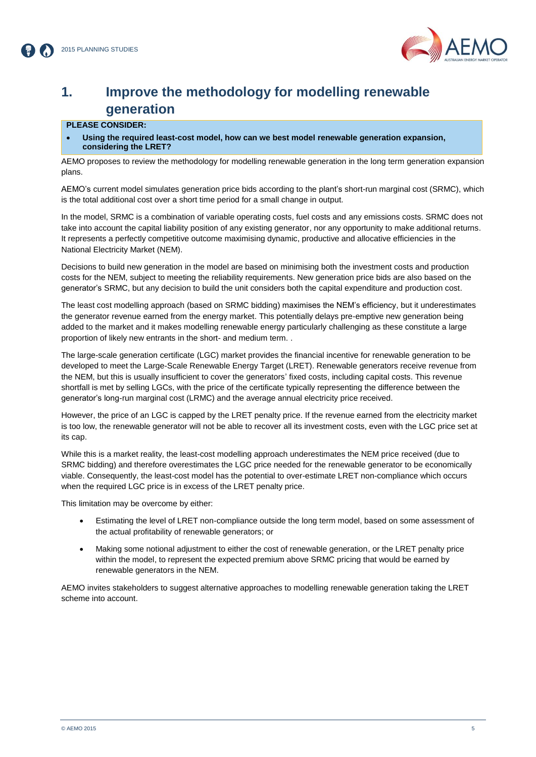# 1. Improve the methodology for modelling renewable generation

**PLEASE CONSIDER:**

- **Using the required least-cost model, how can we best model renewable generation expansion, considering the LRET?**

AEMO proposes to review the methodology for modelling renewable generation in the long term generation expansion plans.

AEMO's current model simulates generation price bids according to the plant's short-run marginal cost (SRMC), which is the total additional cost over a short time period for a small change in output.

In the model, SRMC is a combination of variable operating costs, fuel costs and any emissions costs. SRMC does not take into account the capital liability position of any existing generator, nor any opportunity to make additional returns. It represents a perfectly competitive outcome maximising dynamic, productive and allocative efficiencies in the National Electricity Market (NEM).

Decisions to build new generation in the model are based on minimising both the investment costs and production costs for the NEM, subject to meeting the reliability requirements. New generation price bids are also based on the generator's SRMC, but any decision to build the unit considers both the capital expenditure and production cost.

The least cost modelling approach (based on SRMC bidding) maximises the NEM's efficiency, but it underestimates the generator revenue earned from the energy market. This potentially delays pre-emptive new generation being added to the market and it makes modelling renewable energy particularly challenging as these constitute a large proportion of likely new entrants in the short- and medium term. .

The large-scale generation certificate (LGC) market provides the financial incentive for renewable generation to be developed to meet the Large-Scale Renewable Energy Target (LRET). Renewable generators receive revenue from the NEM, but this is usually insufficient to cover the generators' fixed costs, including capital costs. This revenue shortfall is met by selling LGCs, with the price of the certificate typically representing the difference between the generator's long-run marginal cost (LRMC) and the average annual electricity price received.

However, the price of an LGC is capped by the LRET penalty price. If the revenue earned from the electricity market is too low, the renewable generator will not be able to recover all its investment costs, even with the LGC price set at its cap.

While this is a market reality, the least-cost modelling approach underestimates the NEM price received (due to SRMC bidding) and therefore overestimates the LGC price needed for the renewable generator to be economically viable. Consequently, the least-cost model has the potential to over-estimate LRET non-compliance which occurs when the required LGC price is in excess of the LRET penalty price.

This limitation may be overcome by either:

- Estimating the level of LRET non-compliance outside the long term model, based on some assessment of the actual profitability of renewable generators; or
- Making some notional adjustment to either the cost of renewable generation, or the LRET penalty price within the model, to represent the expected premium above SRMC pricing that would be earned by renewable generators in the NEM.

AEMO invites stakeholders to suggest alternative approaches to modelling renewable generation taking the LRET scheme into account.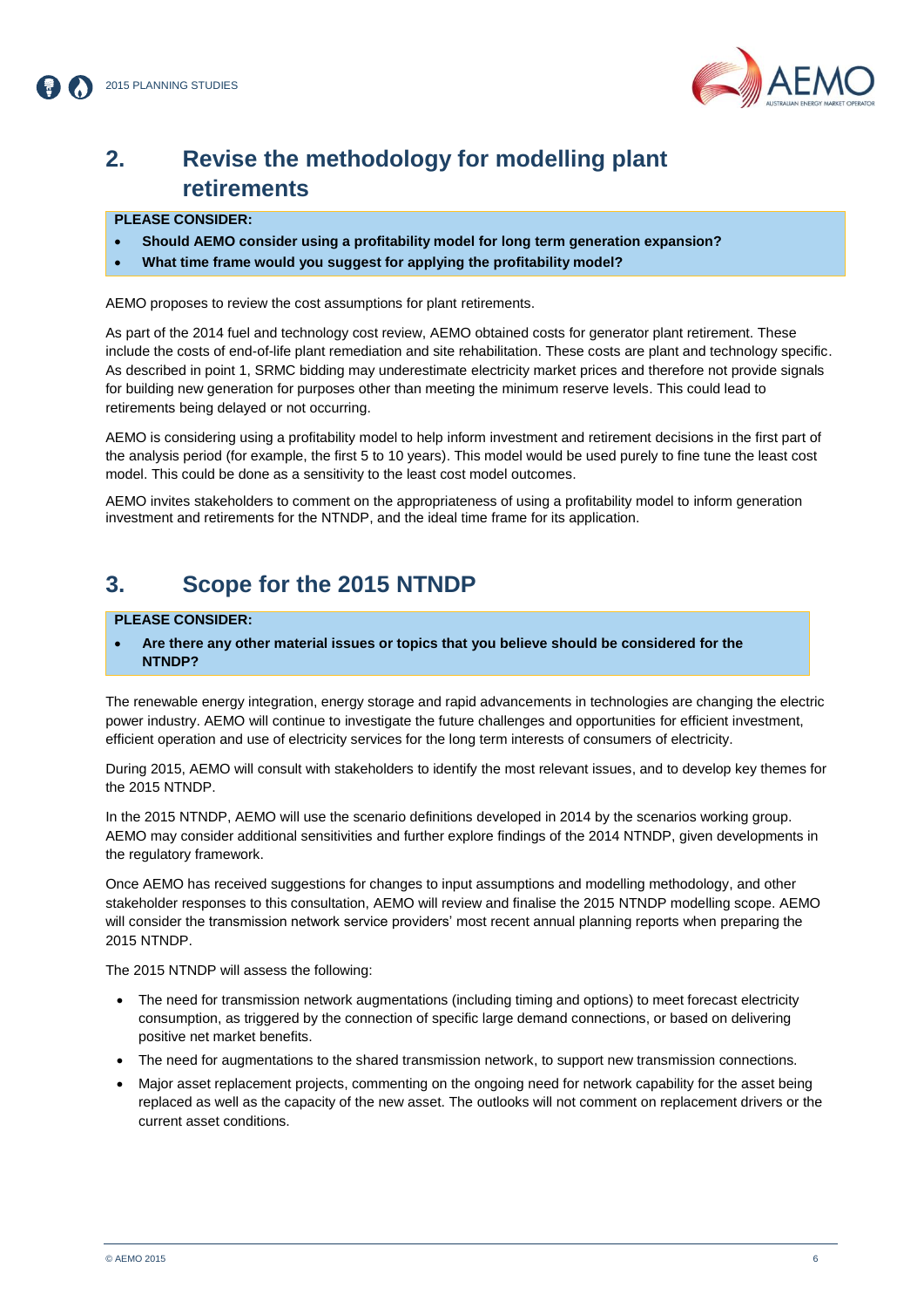## 2. Revise the methodology for modelling plant retirements

**PLEASE CONSIDER:**

- **Should AEMO consider using a profitability model for long term generation expansion?**
- **What time frame would you suggest for applying the profitability model?**

AEMO proposes to review the cost assumptions for plant retirements.

As part of the 2014 fuel and technology cost review, AEMO obtained costs for generator plant retirement. These include the costs of end-of-life plant remediation and site rehabilitation. These costs are plant and technology specific. As described in point 1, SRMC bidding may underestimate electricity market prices and therefore not provide signals for building new generation for purposes other than meeting the minimum reserve levels. This could lead to retirements being delayed or not occurring.

AEMO is considering using a profitability model to help inform investment and retirement decisions in the first part of the analysis period (for example, the first 5 to 10 years). This model would be used purely to fine tune the least cost model. This could be done as a sensitivity to the least cost model outcomes.

AEMO invites stakeholders to comment on the appropriateness of using a profitability model to inform generation investment and retirements for the NTNDP, and the ideal time frame for its application.

## 3. Scope for the 2015 NTNDP

**PLEASE CONSIDER:**

- **Are there any other material issues or topics that you believe should be considered for the NTNDP?**

The renewable energy integration, energy storage and rapid advancements in technologies are changing the electric power industry. AEMO will continue to investigate the future challenges and opportunities for efficient investment, efficient operation and use of electricity services for the long term interests of consumers of electricity.

During 2015, AEMO will consult with stakeholders to identify the most relevant issues, and to develop key themes for the 2015 NTNDP.

In the 2015 NTNDP, AEMO will use the scenario definitions developed in 2014 by the scenarios working group. AEMO may consider additional sensitivities and further explore findings of the 2014 NTNDP, given developments in the regulatory framework.

Once AEMO has received suggestions for changes to input assumptions and modelling methodology, and other stakeholder responses to this consultation, AEMO will review and finalise the 2015 NTNDP modelling scope. AEMO will consider the transmission network service providers' most recent annual planning reports when preparing the 2015 NTNDP.

The 2015 NTNDP will assess the following:

- The need for transmission network augmentations (including timing and options) to meet forecast electricity consumption, as triggered by the connection of specific large demand connections, or based on delivering positive net market benefits.
- The need for augmentations to the shared transmission network, to support new transmission connections.
- Major asset replacement projects, commenting on the ongoing need for network capability for the asset being replaced as well as the capacity of the new asset. The outlooks will not comment on replacement drivers or the current asset conditions.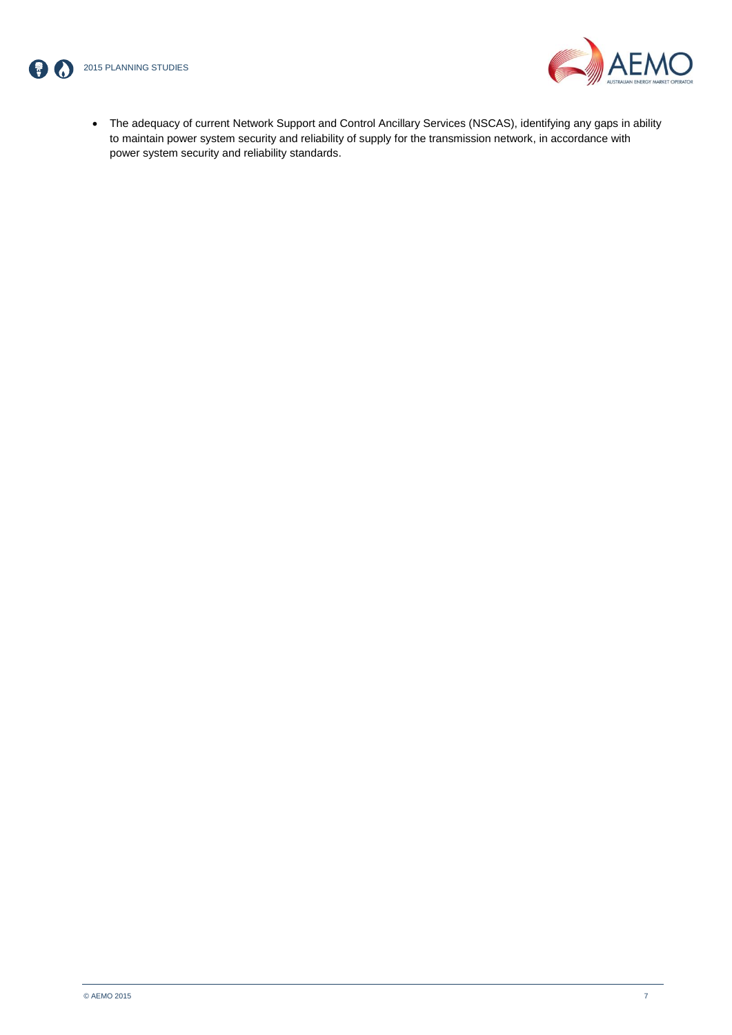- The adequacy of current Network Support and Control Ancillary Services (NSCAS), identifying any gaps in ability to maintain power system security and reliability of supply for the transmission network, in accordance with power system security and reliability standards.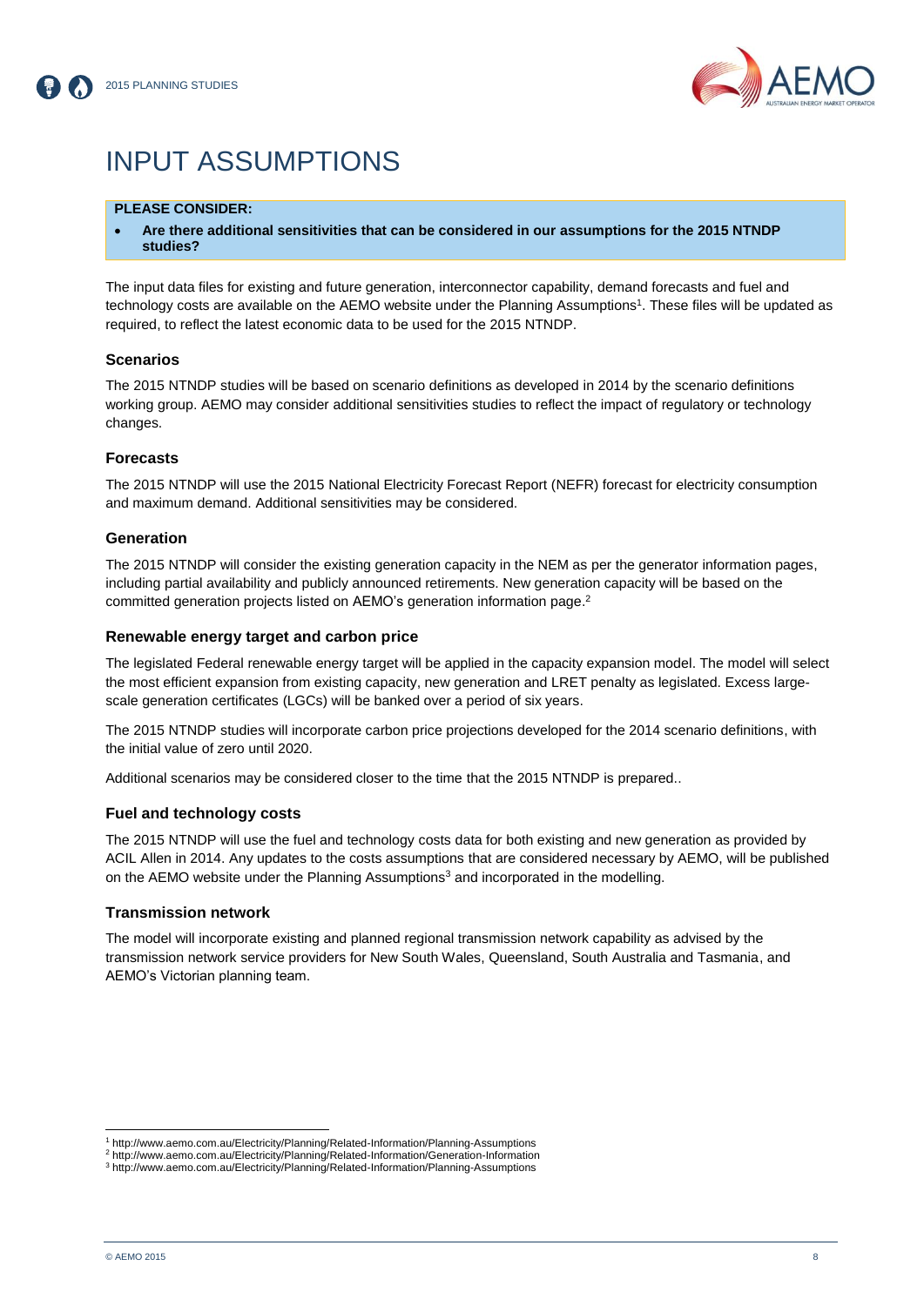# INPUT ASSUMPTIONS

**PLEASE CONSIDER:**

- **Are there additional sensitivities that can be considered in our assumptions for the 2015 NTNDP studies?**

The input data files for existing and future generation, interconnector capability, demand forecasts and fuel and technology costs are available on the AEMO website under the Planning Assumptions[1]. These files will be updated as required, to reflect the latest economic data to be used for the 2015 NTNDP.

### Scenarios

The 2015 NTNDP studies will be based on scenario definitions as developed in 2014 by the scenario definitions working group. AEMO may consider additional sensitivities studies to reflect the impact of regulatory or technology changes.

### Forecasts

The 2015 NTNDP will use the 2015 National Electricity Forecast Report (NEFR) forecast for electricity consumption and maximum demand. Additional sensitivities may be considered.

### Generation

The 2015 NTNDP will consider the existing generation capacity in the NEM as per the generator information pages, including partial availability and publicly announced retirements. New generation capacity will be based on the committed generation projects listed on AEMO's generation information page.[2]

### Renewable energy target and carbon price

The legislated Federal renewable energy target will be applied in the capacity expansion model. The model will select the most efficient expansion from existing capacity, new generation and LRET penalty as legislated. Excess large-scale generation certificates (LGCs) will be banked over a period of six years.

The 2015 NTNDP studies will incorporate carbon price projections developed for the 2014 scenario definitions, with the initial value of zero until 2020.

Additional scenarios may be considered closer to the time that the 2015 NTNDP is prepared..

### Fuel and technology costs

The 2015 NTNDP will use the fuel and technology costs data for both existing and new generation as provided by ACIL Allen in 2014. Any updates to the costs assumptions that are considered necessary by AEMO, will be published on the AEMO website under the Planning Assumptions[3] and incorporated in the modelling.

### Transmission network

The model will incorporate existing and planned regional transmission network capability as advised by the transmission network service providers for New South Wales, Queensland, South Australia and Tasmania, and AEMO's Victorian planning team.

---

[1] http://www.aemo.com.au/Electricity/Planning/Related-Information/Planning-Assumptions

[2] http://www.aemo.com.au/Electricity/Planning/Related-Information/Generation-Information

[3] http://www.aemo.com.au/Electricity/Planning/Related-Information/Planning-Assumptions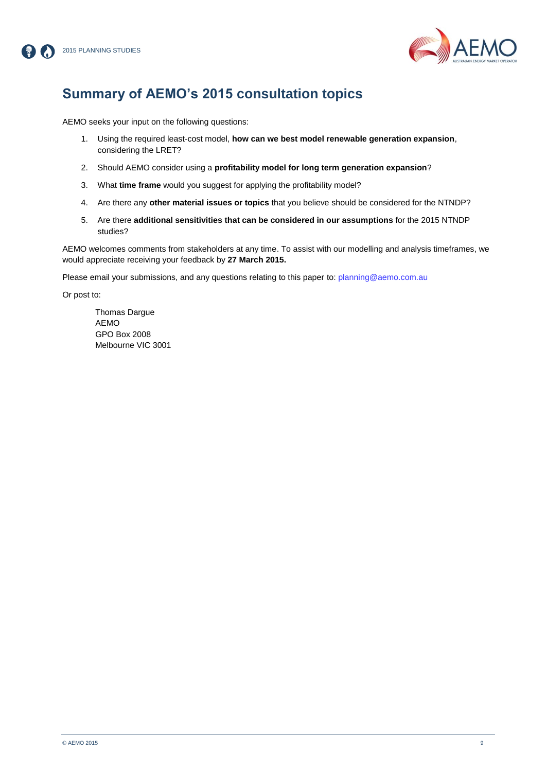# Summary of AEMO's 2015 consultation topics

AEMO seeks your input on the following questions:

1. Using the required least-cost model, **how can we best model renewable generation expansion**, considering the LRET?
2. Should AEMO consider using a **profitability model for long term generation expansion**?
3. What **time frame** would you suggest for applying the profitability model?
4. Are there any **other material issues or topics** that you believe should be considered for the NTNDP?
5. Are there **additional sensitivities that can be considered in our assumptions** for the 2015 NTNDP studies?

AEMO welcomes comments from stakeholders at any time. To assist with our modelling and analysis timeframes, we would appreciate receiving your feedback by **27 March 2015.**

Please email your submissions, and any questions relating to this paper to: planning@aemo.com.au

Or post to:

Thomas Dargue
AEMO
GPO Box 2008
Melbourne VIC 3001